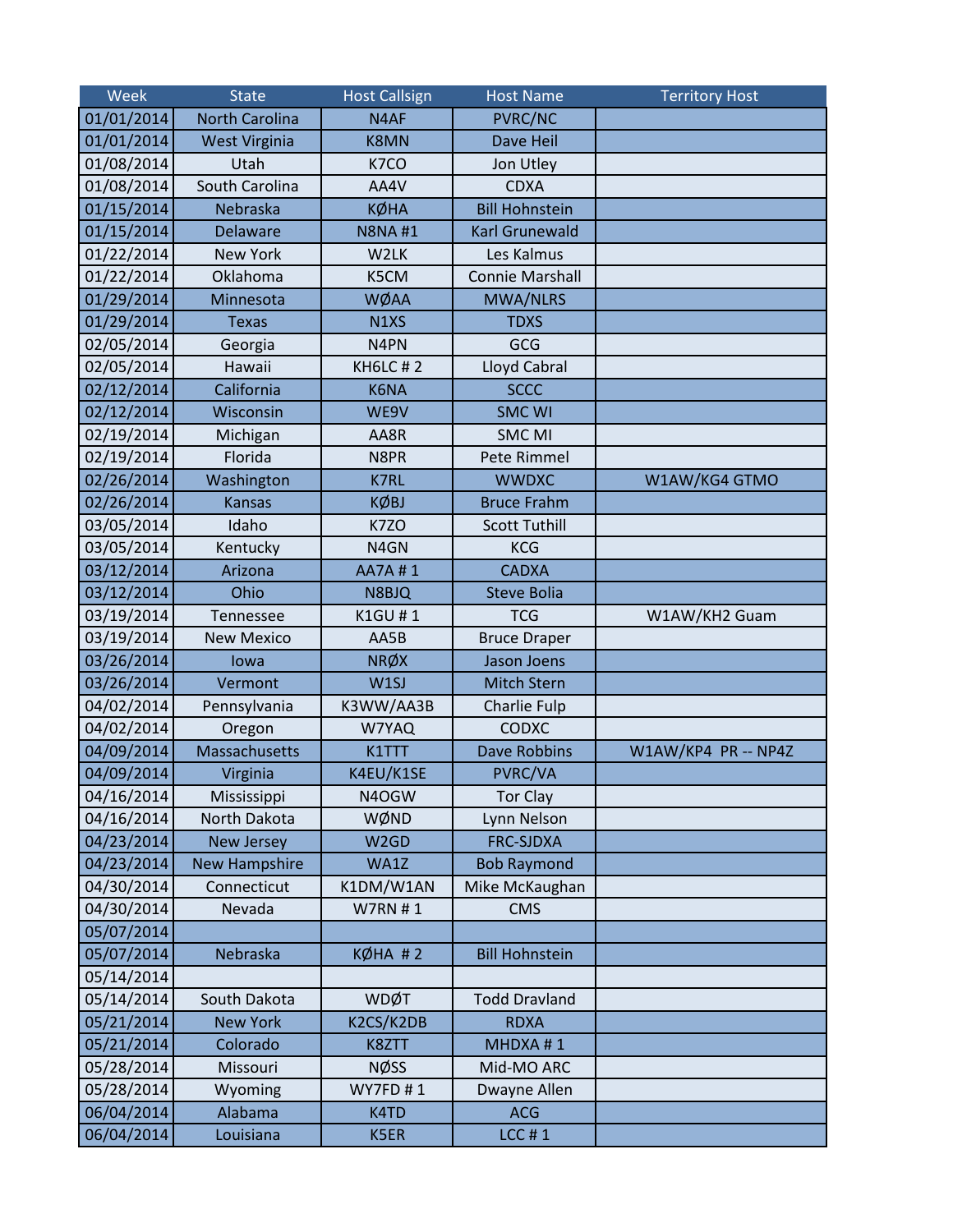| Week | State | Host Callsign | Host Name | Territory Host |
|---|---|---|---|---|
| 01/01/2014 | North Carolina | N4AF | PVRC/NC | |
| 01/01/2014 | West Virginia | K8MN | Dave Heil | |
| 01/08/2014 | Utah | K7CO | Jon Utley | |
| 01/08/2014 | South Carolina | AA4V | CDXA | |
| 01/15/2014 | Nebraska | KØHA | Bill Hohnstein | |
| 01/15/2014 | Delaware | N8NA #1 | Karl Grunewald | |
| 01/22/2014 | New York | W2LK | Les Kalmus | |
| 01/22/2014 | Oklahoma | K5CM | Connie Marshall | |
| 01/29/2014 | Minnesota | WØAA | MWA/NLRS | |
| 01/29/2014 | Texas | N1XS | TDXS | |
| 02/05/2014 | Georgia | N4PN | GCG | |
| 02/05/2014 | Hawaii | KH6LC # 2 | Lloyd Cabral | |
| 02/12/2014 | California | K6NA | SCCC | |
| 02/12/2014 | Wisconsin | WE9V | SMC WI | |
| 02/19/2014 | Michigan | AA8R | SMC MI | |
| 02/19/2014 | Florida | N8PR | Pete Rimmel | |
| 02/26/2014 | Washington | K7RL | WWDXC | W1AW/KG4 GTMO |
| 02/26/2014 | Kansas | KØBJ | Bruce Frahm | |
| 03/05/2014 | Idaho | K7ZO | Scott Tuthill | |
| 03/05/2014 | Kentucky | N4GN | KCG | |
| 03/12/2014 | Arizona | AA7A # 1 | CADXA | |
| 03/12/2014 | Ohio | N8BJQ | Steve Bolia | |
| 03/19/2014 | Tennessee | K1GU # 1 | TCG | W1AW/KH2 Guam |
| 03/19/2014 | New Mexico | AA5B | Bruce Draper | |
| 03/26/2014 | Iowa | NRØX | Jason Joens | |
| 03/26/2014 | Vermont | W1SJ | Mitch Stern | |
| 04/02/2014 | Pennsylvania | K3WW/AA3B | Charlie Fulp | |
| 04/02/2014 | Oregon | W7YAQ | CODXC | |
| 04/09/2014 | Massachusetts | K1TTT | Dave Robbins | W1AW/KP4 PR -- NP4Z |
| 04/09/2014 | Virginia | K4EU/K1SE | PVRC/VA | |
| 04/16/2014 | Mississippi | N4OGW | Tor Clay | |
| 04/16/2014 | North Dakota | WØND | Lynn Nelson | |
| 04/23/2014 | New Jersey | W2GD | FRC-SJDXA | |
| 04/23/2014 | New Hampshire | WA1Z | Bob Raymond | |
| 04/30/2014 | Connecticut | K1DM/W1AN | Mike McKaughan | |
| 04/30/2014 | Nevada | W7RN # 1 | CMS | |
| 05/07/2014 | | | | |
| 05/07/2014 | Nebraska | KØHA # 2 | Bill Hohnstein | |
| 05/14/2014 | | | | |
| 05/14/2014 | South Dakota | WDØT | Todd Dravland | |
| 05/21/2014 | New York | K2CS/K2DB | RDXA | |
| 05/21/2014 | Colorado | K8ZTT | MHDXA # 1 | |
| 05/28/2014 | Missouri | NØSS | Mid-MO ARC | |
| 05/28/2014 | Wyoming | WY7FD # 1 | Dwayne Allen | |
| 06/04/2014 | Alabama | K4TD | ACG | |
| 06/04/2014 | Louisiana | K5ER | LCC # 1 | |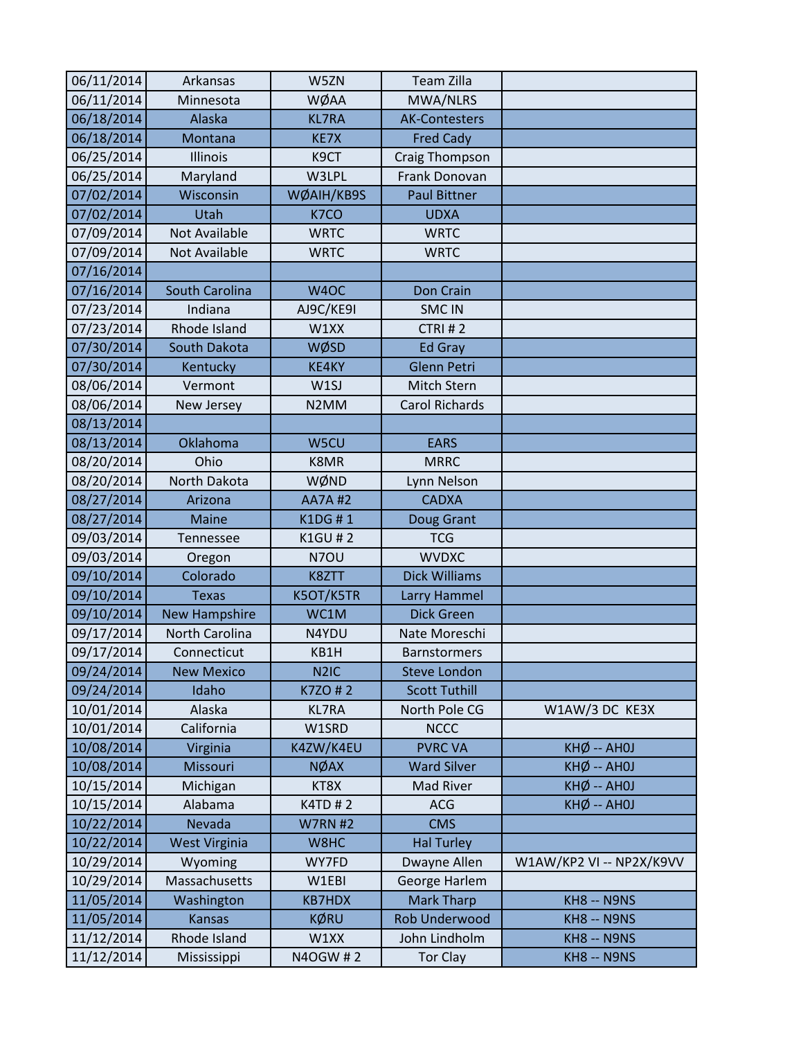| | | | | |
|---|---|---|---|---|
| 06/11/2014 | Arkansas | W5ZN | Team Zilla | |
| 06/11/2014 | Minnesota | WØAA | MWA/NLRS | |
| 06/18/2014 | Alaska | KL7RA | AK-Contesters | |
| 06/18/2014 | Montana | KE7X | Fred Cady | |
| 06/25/2014 | Illinois | K9CT | Craig Thompson | |
| 06/25/2014 | Maryland | W3LPL | Frank Donovan | |
| 07/02/2014 | Wisconsin | WØAIH/KB9S | Paul Bittner | |
| 07/02/2014 | Utah | K7CO | UDXA | |
| 07/09/2014 | Not Available | WRTC | WRTC | |
| 07/09/2014 | Not Available | WRTC | WRTC | |
| 07/16/2014 | | | | |
| 07/16/2014 | South Carolina | W4OC | Don Crain | |
| 07/23/2014 | Indiana | AJ9C/KE9I | SMC IN | |
| 07/23/2014 | Rhode Island | W1XX | CTRI # 2 | |
| 07/30/2014 | South Dakota | WØSD | Ed Gray | |
| 07/30/2014 | Kentucky | KE4KY | Glenn Petri | |
| 08/06/2014 | Vermont | W1SJ | Mitch Stern | |
| 08/06/2014 | New Jersey | N2MM | Carol Richards | |
| 08/13/2014 | | | | |
| 08/13/2014 | Oklahoma | W5CU | EARS | |
| 08/20/2014 | Ohio | K8MR | MRRC | |
| 08/20/2014 | North Dakota | WØND | Lynn Nelson | |
| 08/27/2014 | Arizona | AA7A #2 | CADXA | |
| 08/27/2014 | Maine | K1DG # 1 | Doug Grant | |
| 09/03/2014 | Tennessee | K1GU # 2 | TCG | |
| 09/03/2014 | Oregon | N7OU | WVDXC | |
| 09/10/2014 | Colorado | K8ZTT | Dick Williams | |
| 09/10/2014 | Texas | K5OT/K5TR | Larry Hammel | |
| 09/10/2014 | New Hampshire | WC1M | Dick Green | |
| 09/17/2014 | North Carolina | N4YDU | Nate Moreschi | |
| 09/17/2014 | Connecticut | KB1H | Barnstormers | |
| 09/24/2014 | New Mexico | N2IC | Steve London | |
| 09/24/2014 | Idaho | K7ZO # 2 | Scott Tuthill | |
| 10/01/2014 | Alaska | KL7RA | North Pole CG | W1AW/3 DC KE3X |
| 10/01/2014 | California | W1SRD | NCCC | |
| 10/08/2014 | Virginia | K4ZW/K4EU | PVRC VA | KHØ -- AH0J |
| 10/08/2014 | Missouri | NØAX | Ward Silver | KHØ -- AH0J |
| 10/15/2014 | Michigan | KT8X | Mad River | KHØ -- AH0J |
| 10/15/2014 | Alabama | K4TD # 2 | ACG | KHØ -- AH0J |
| 10/22/2014 | Nevada | W7RN #2 | CMS | |
| 10/22/2014 | West Virginia | W8HC | Hal Turley | |
| 10/29/2014 | Wyoming | WY7FD | Dwayne Allen | W1AW/KP2 VI -- NP2X/K9VV |
| 10/29/2014 | Massachusetts | W1EBI | George Harlem | |
| 11/05/2014 | Washington | KB7HDX | Mark Tharp | KH8 -- N9NS |
| 11/05/2014 | Kansas | KØRU | Rob Underwood | KH8 -- N9NS |
| 11/12/2014 | Rhode Island | W1XX | John Lindholm | KH8 -- N9NS |
| 11/12/2014 | Mississippi | N4OGW # 2 | Tor Clay | KH8 -- N9NS |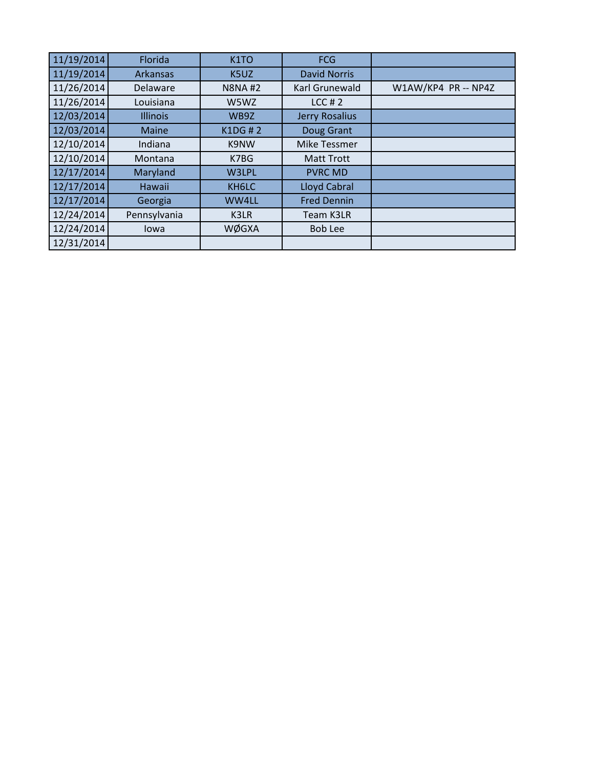| | | | | |
|---|---|---|---|---|
| 11/19/2014 | Florida | K1TO | FCG | |
| 11/19/2014 | Arkansas | K5UZ | David Norris | |
| 11/26/2014 | Delaware | N8NA #2 | Karl Grunewald | W1AW/KP4 PR -- NP4Z |
| 11/26/2014 | Louisiana | W5WZ | LCC # 2 | |
| 12/03/2014 | Illinois | WB9Z | Jerry Rosalius | |
| 12/03/2014 | Maine | K1DG # 2 | Doug Grant | |
| 12/10/2014 | Indiana | K9NW | Mike Tessmer | |
| 12/10/2014 | Montana | K7BG | Matt Trott | |
| 12/17/2014 | Maryland | W3LPL | PVRC MD | |
| 12/17/2014 | Hawaii | KH6LC | Lloyd Cabral | |
| 12/17/2014 | Georgia | WW4LL | Fred Dennin | |
| 12/24/2014 | Pennsylvania | K3LR | Team K3LR | |
| 12/24/2014 | Iowa | WØGXA | Bob Lee | |
| 12/31/2014 | | | | |